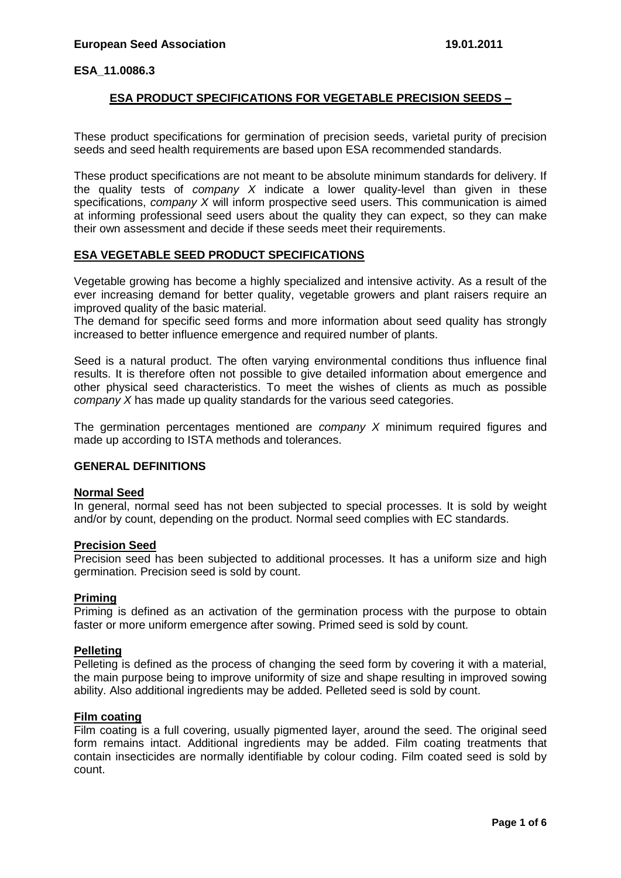**European Seed Association** **19.01.2011**

**ESA_11.0086.3**

## ESA PRODUCT SPECIFICATIONS FOR VEGETABLE PRECISION SEEDS –

These product specifications for germination of precision seeds, varietal purity of precision seeds and seed health requirements are based upon ESA recommended standards.

These product specifications are not meant to be absolute minimum standards for delivery. If the quality tests of *company X* indicate a lower quality-level than given in these specifications, *company X* will inform prospective seed users. This communication is aimed at informing professional seed users about the quality they can expect, so they can make their own assessment and decide if these seeds meet their requirements.

## ESA VEGETABLE SEED PRODUCT SPECIFICATIONS

Vegetable growing has become a highly specialized and intensive activity. As a result of the ever increasing demand for better quality, vegetable growers and plant raisers require an improved quality of the basic material.
The demand for specific seed forms and more information about seed quality has strongly increased to better influence emergence and required number of plants.

Seed is a natural product. The often varying environmental conditions thus influence final results. It is therefore often not possible to give detailed information about emergence and other physical seed characteristics. To meet the wishes of clients as much as possible *company X* has made up quality standards for the various seed categories.

The germination percentages mentioned are *company X* minimum required figures and made up according to ISTA methods and tolerances.

### GENERAL DEFINITIONS

#### Normal Seed

In general, normal seed has not been subjected to special processes. It is sold by weight and/or by count, depending on the product. Normal seed complies with EC standards.

#### Precision Seed

Precision seed has been subjected to additional processes. It has a uniform size and high germination. Precision seed is sold by count.

#### Priming

Priming is defined as an activation of the germination process with the purpose to obtain faster or more uniform emergence after sowing. Primed seed is sold by count.

#### Pelleting

Pelleting is defined as the process of changing the seed form by covering it with a material, the main purpose being to improve uniformity of size and shape resulting in improved sowing ability. Also additional ingredients may be added. Pelleted seed is sold by count.

#### Film coating

Film coating is a full covering, usually pigmented layer, around the seed. The original seed form remains intact. Additional ingredients may be added. Film coating treatments that contain insecticides are normally identifiable by colour coding. Film coated seed is sold by count.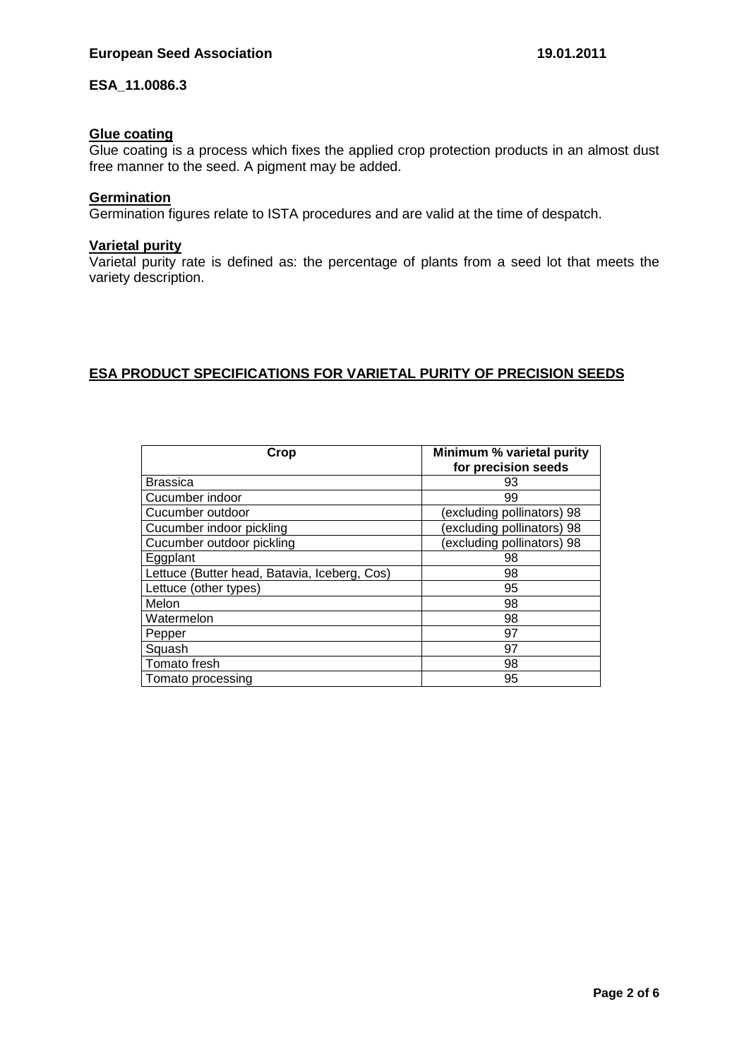ESA_11.0086.3

**Glue coating**

Glue coating is a process which fixes the applied crop protection products in an almost dust free manner to the seed. A pigment may be added.

**Germination**

Germination figures relate to ISTA procedures and are valid at the time of despatch.

**Varietal purity**

Varietal purity rate is defined as: the percentage of plants from a seed lot that meets the variety description.

## ESA PRODUCT SPECIFICATIONS FOR VARIETAL PURITY OF PRECISION SEEDS

| Crop | Minimum % varietal purity for precision seeds |
|---|---|
| Brassica | 93 |
| Cucumber indoor | 99 |
| Cucumber outdoor | (excluding pollinators) 98 |
| Cucumber indoor pickling | (excluding pollinators) 98 |
| Cucumber outdoor pickling | (excluding pollinators) 98 |
| Eggplant | 98 |
| Lettuce (Butter head, Batavia, Iceberg, Cos) | 98 |
| Lettuce (other types) | 95 |
| Melon | 98 |
| Watermelon | 98 |
| Pepper | 97 |
| Squash | 97 |
| Tomato fresh | 98 |
| Tomato processing | 95 |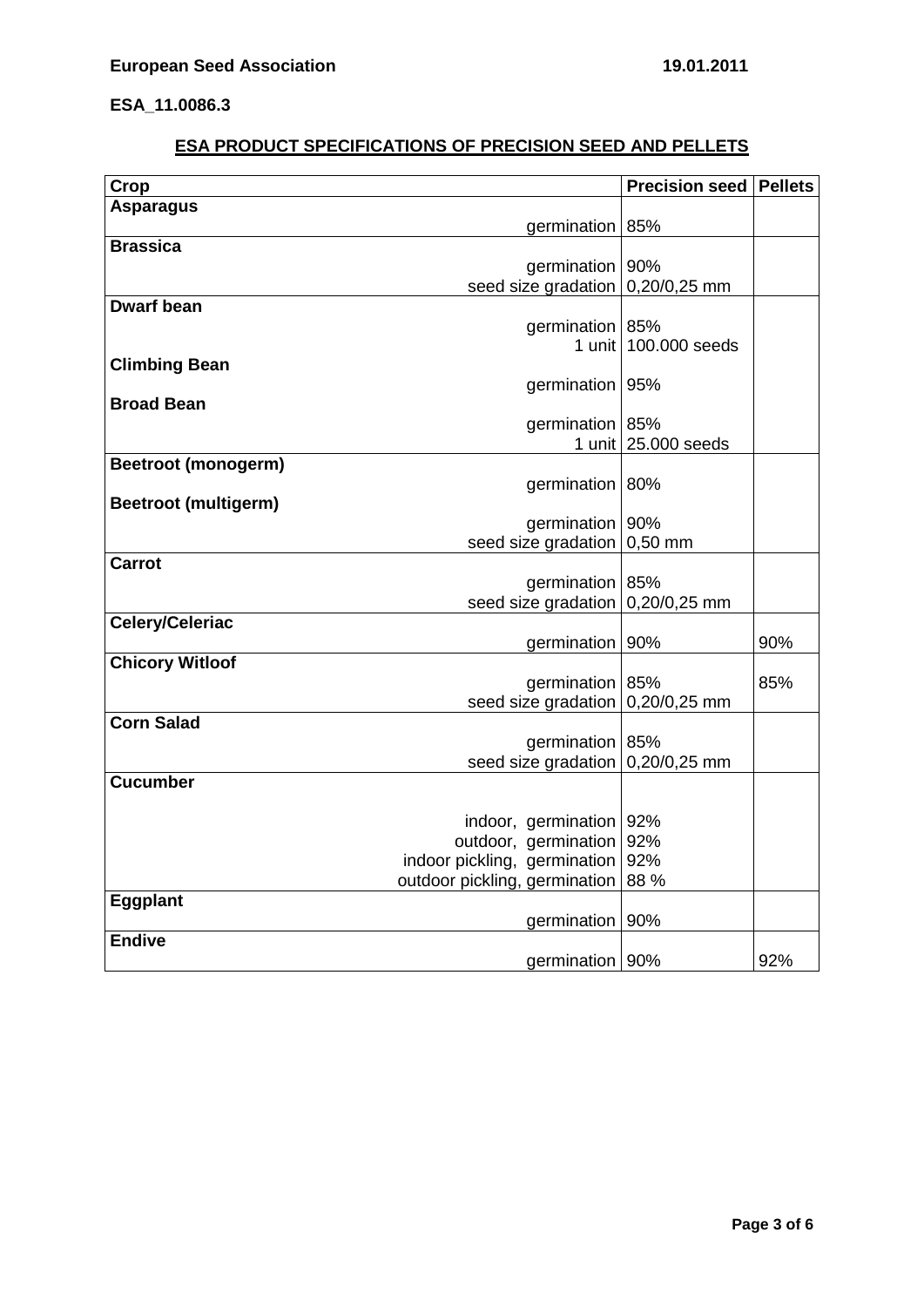**European Seed Association** 19.01.2011

**ESA_11.0086.3**

## ESA PRODUCT SPECIFICATIONS OF PRECISION SEED AND PELLETS

| Crop | Precision seed | Pellets |
|---|---|---|
| **Asparagus** | | |
| germination | 85% | |
| **Brassica** | | |
| germination | 90% | |
| seed size gradation | 0,20/0,25 mm | |
| **Dwarf bean** | | |
| germination | 85% | |
| 1 unit | 100.000 seeds | |
| **Climbing Bean** | | |
| germination | 95% | |
| **Broad Bean** | | |
| germination | 85% | |
| 1 unit | 25.000 seeds | |
| **Beetroot (monogerm)** | | |
| germination | 80% | |
| **Beetroot (multigerm)** | | |
| germination | 90% | |
| seed size gradation | 0,50 mm | |
| **Carrot** | | |
| germination | 85% | |
| seed size gradation | 0,20/0,25 mm | |
| **Celery/Celeriac** | | |
| germination | 90% | 90% |
| **Chicory Witloof** | | |
| germination | 85% | 85% |
| seed size gradation | 0,20/0,25 mm | |
| **Corn Salad** | | |
| germination | 85% | |
| seed size gradation | 0,20/0,25 mm | |
| **Cucumber** | | |
| indoor, germination | 92% | |
| outdoor, germination | 92% | |
| indoor pickling, germination | 92% | |
| outdoor pickling, germination | 88 % | |
| **Eggplant** | | |
| germination | 90% | |
| **Endive** | | |
| germination | 90% | 92% |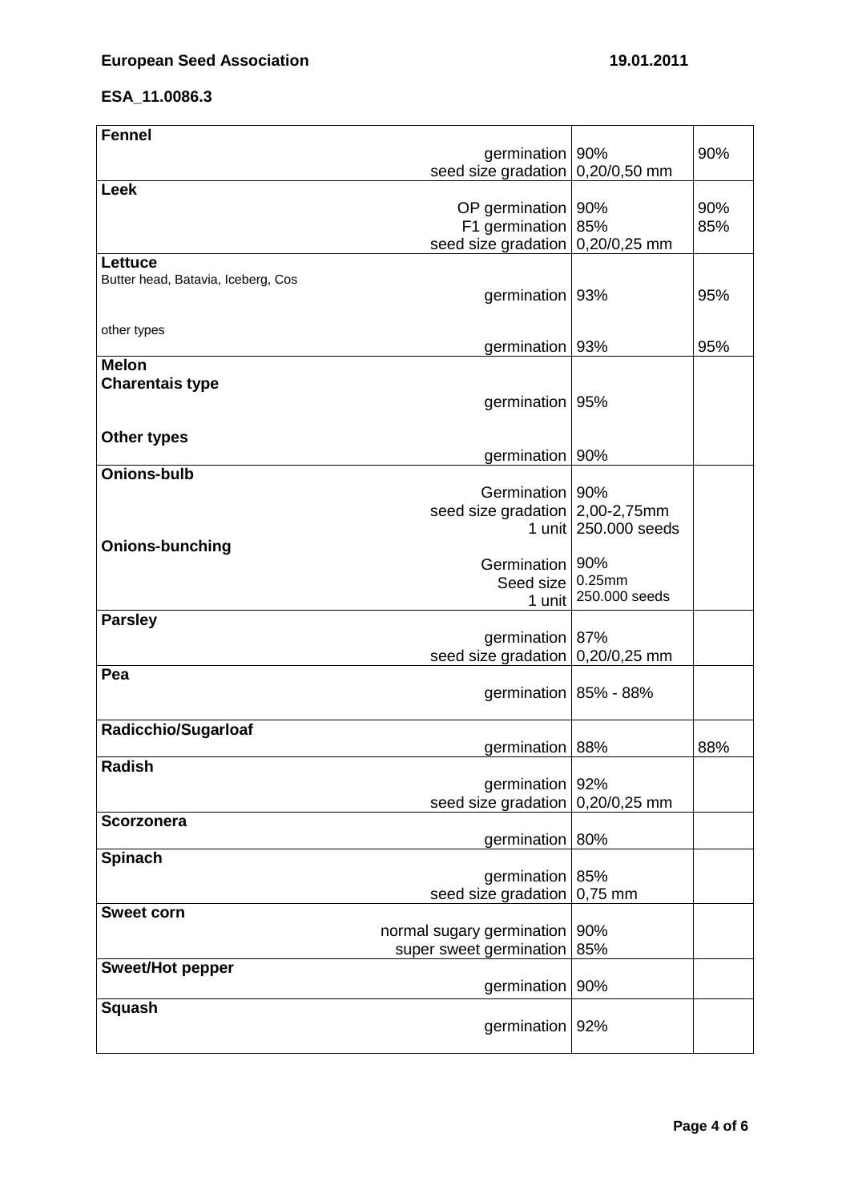**European Seed Association** **19.01.2011**

**ESA_11.0086.3**

| | | |
|---|---|---|
| **Fennel** | | |
| germination | 90% | 90% |
| seed size gradation | 0,20/0,50 mm | |
| **Leek** | | |
| OP germination | 90% | 90% |
| F1 germination | 85% | 85% |
| seed size gradation | 0,20/0,25 mm | |
| **Lettuce** | | |
| Butter head, Batavia, Iceberg, Cos | | |
| germination | 93% | 95% |
| other types | | |
| germination | 93% | 95% |
| **Melon** | | |
| **Charentais type** | | |
| germination | 95% | |
| **Other types** | | |
| germination | 90% | |
| **Onions-bulb** | | |
| Germination | 90% | |
| seed size gradation | 2,00-2,75mm | |
| 1 unit | 250.000 seeds | |
| **Onions-bunching** | | |
| Germination | 90% | |
| Seed size | 0.25mm | |
| 1 unit | 250.000 seeds | |
| **Parsley** | | |
| germination | 87% | |
| seed size gradation | 0,20/0,25 mm | |
| **Pea** | | |
| germination | 85% - 88% | |
| **Radicchio/Sugarloaf** | | |
| germination | 88% | 88% |
| **Radish** | | |
| germination | 92% | |
| seed size gradation | 0,20/0,25 mm | |
| **Scorzonera** | | |
| germination | 80% | |
| **Spinach** | | |
| germination | 85% | |
| seed size gradation | 0,75 mm | |
| **Sweet corn** | | |
| normal sugary germination | 90% | |
| super sweet germination | 85% | |
| **Sweet/Hot pepper** | | |
| germination | 90% | |
| **Squash** | | |
| germination | 92% | |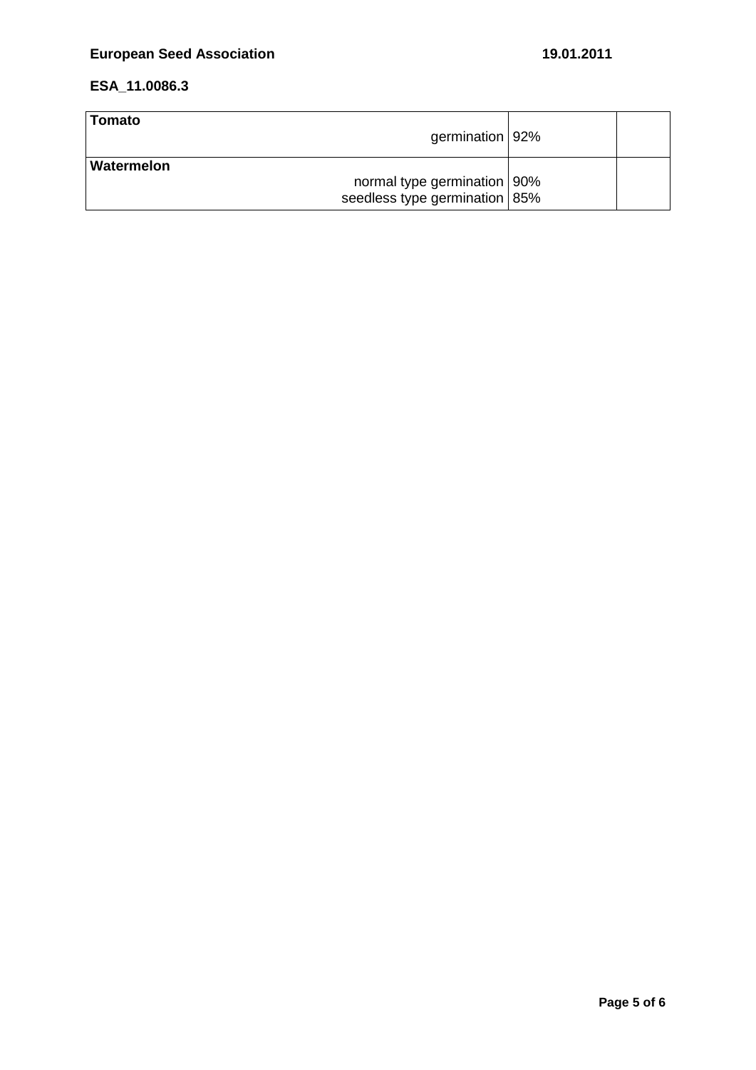**ESA_11.0086.3**

| | | |
|---|---|---|
| **Tomato** | | |
| germination | 92% | |
| **Watermelon** | | |
| normal type germination | 90% | |
| seedless type germination | 85% | |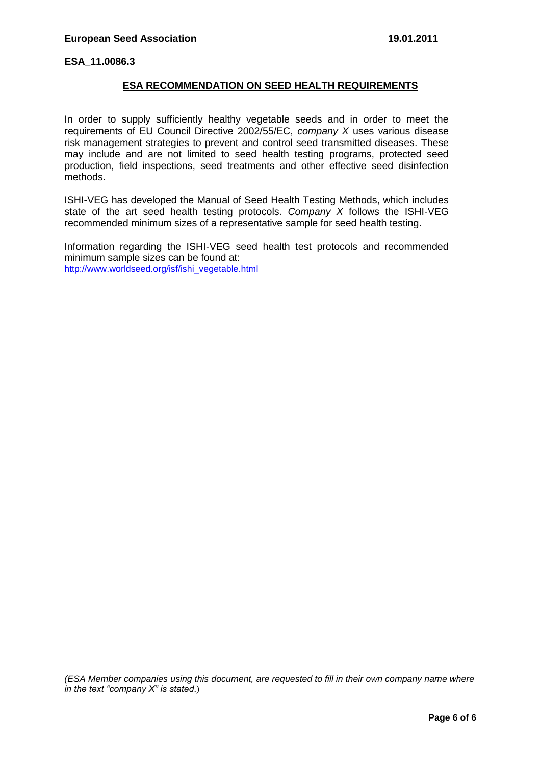ESA_11.0086.3

## ESA RECOMMENDATION ON SEED HEALTH REQUIREMENTS

In order to supply sufficiently healthy vegetable seeds and in order to meet the requirements of EU Council Directive 2002/55/EC, *company X* uses various disease risk management strategies to prevent and control seed transmitted diseases. These may include and are not limited to seed health testing programs, protected seed production, field inspections, seed treatments and other effective seed disinfection methods.

ISHI-VEG has developed the Manual of Seed Health Testing Methods, which includes state of the art seed health testing protocols. *Company X* follows the ISHI-VEG recommended minimum sizes of a representative sample for seed health testing.

Information regarding the ISHI-VEG seed health test protocols and recommended minimum sample sizes can be found at:
http://www.worldseed.org/isf/ishi_vegetable.html

*(ESA Member companies using this document, are requested to fill in their own company name where in the text "company X" is stated.)*